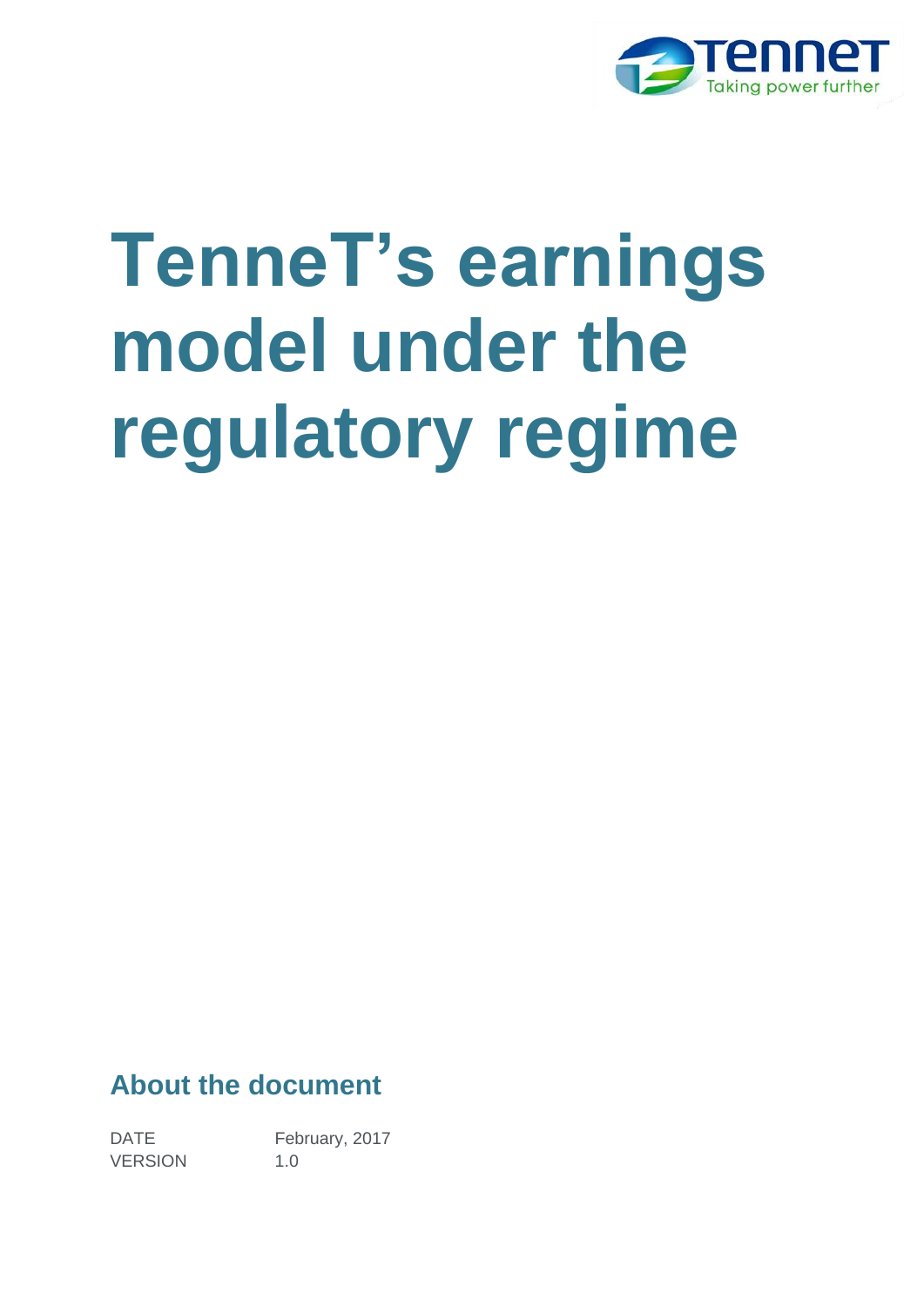# TenneT's earnings model under the regulatory regime

## About the document

DATE February, 2017

VERSION 1.0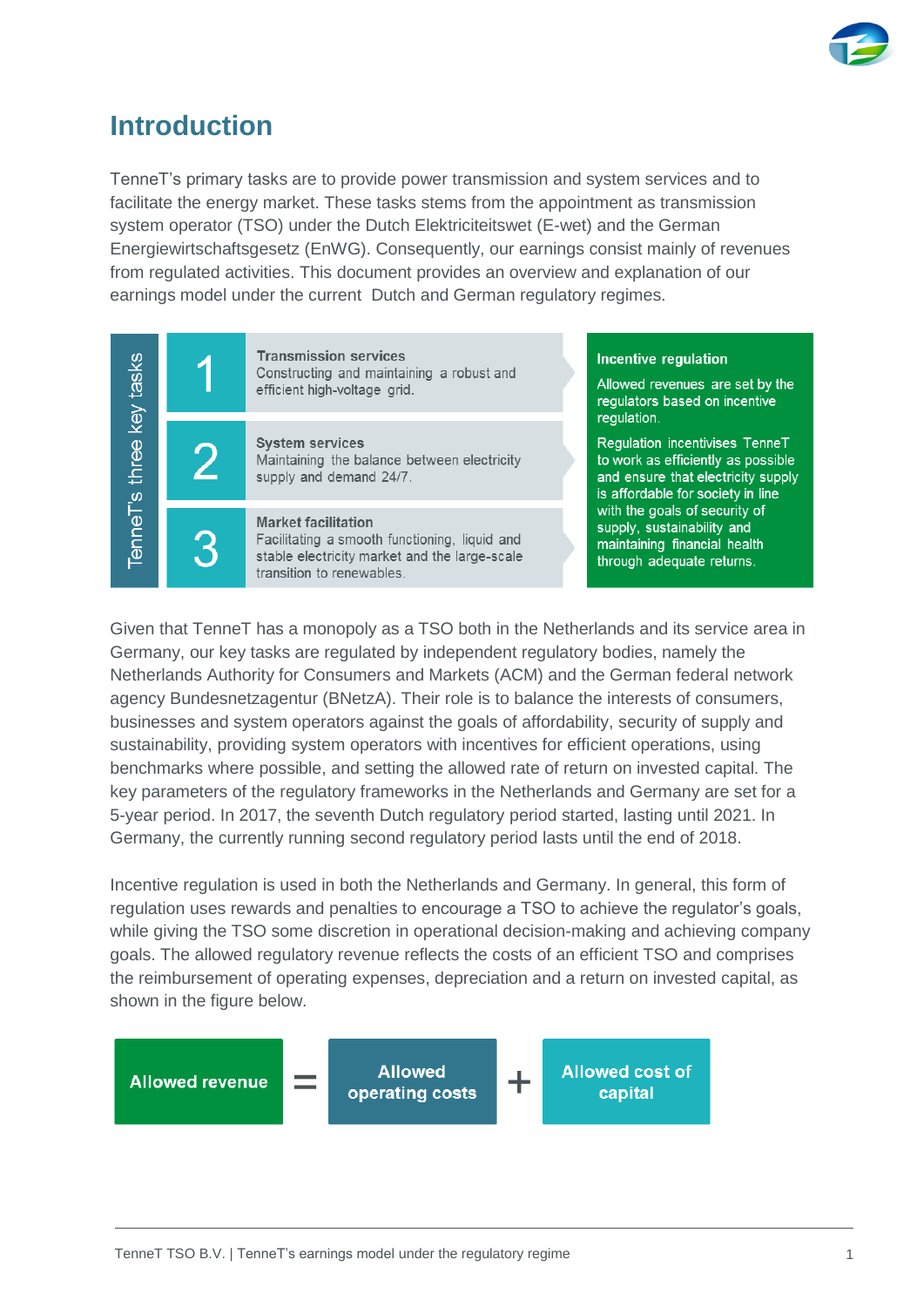# Introduction

TenneT's primary tasks are to provide power transmission and system services and to facilitate the energy market. These tasks stems from the appointment as transmission system operator (TSO) under the Dutch Elektriciteitswet (E-wet) and the German Energiewirtschaftsgesetz (EnWG). Consequently, our earnings consist mainly of revenues from regulated activities. This document provides an overview and explanation of our earnings model under the current Dutch and German regulatory regimes.

**TenneT's three key tasks**

1. **Transmission services**
   Constructing and maintaining a robust and efficient high-voltage grid.
2. **System services**
   Maintaining the balance between electricity supply and demand 24/7.
3. **Market facilitation**
   Facilitating a smooth functioning, liquid and stable electricity market and the large-scale transition to renewables.

**Incentive regulation**

Allowed revenues are set by the regulators based on incentive regulation.

Regulation incentivises TenneT to work as efficiently as possible and ensure that electricity supply is affordable for society in line with the goals of security of supply, sustainability and maintaining financial health through adequate returns.

Given that TenneT has a monopoly as a TSO both in the Netherlands and its service area in Germany, our key tasks are regulated by independent regulatory bodies, namely the Netherlands Authority for Consumers and Markets (ACM) and the German federal network agency Bundesnetzagentur (BNetzA). Their role is to balance the interests of consumers, businesses and system operators against the goals of affordability, security of supply and sustainability, providing system operators with incentives for efficient operations, using benchmarks where possible, and setting the allowed rate of return on invested capital. The key parameters of the regulatory frameworks in the Netherlands and Germany are set for a 5-year period. In 2017, the seventh Dutch regulatory period started, lasting until 2021. In Germany, the currently running second regulatory period lasts until the end of 2018.

Incentive regulation is used in both the Netherlands and Germany. In general, this form of regulation uses rewards and penalties to encourage a TSO to achieve the regulator's goals, while giving the TSO some discretion in operational decision-making and achieving company goals. The allowed regulatory revenue reflects the costs of an efficient TSO and comprises the reimbursement of operating expenses, depreciation and a return on invested capital, as shown in the figure below.

**Allowed revenue** = **Allowed operating costs** + **Allowed cost of capital**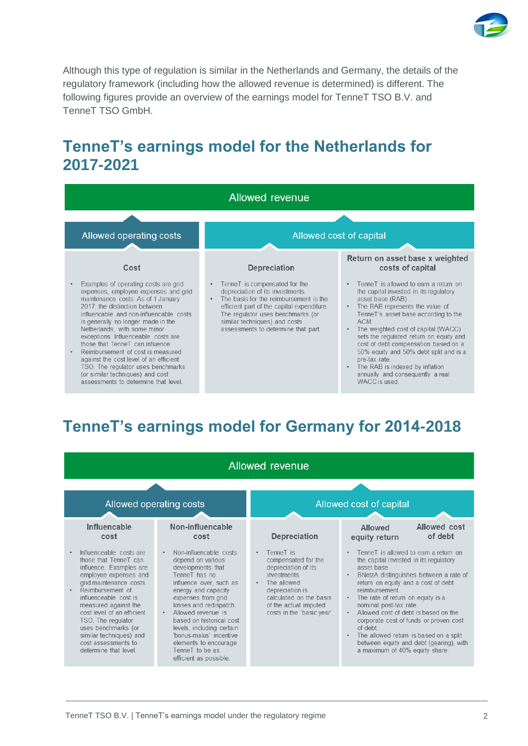Although this type of regulation is similar in the Netherlands and Germany, the details of the regulatory framework (including how the allowed revenue is determined) is different. The following figures provide an overview of the earnings model for TenneT TSO B.V. and TenneT TSO GmbH.

## TenneT's earnings model for the Netherlands for 2017-2021

**Allowed revenue**

**Allowed operating costs**

**Cost**

- Examples of operating costs are grid expenses, employee expenses and grid maintenance costs. As of 1 January 2017, the distinction between influencable and non-influencable costs is generally no longer made in the Netherlands, with some minor exceptions. Influenceable costs are those that TenneT can influence.
- Reimbursement of cost is measured against the cost level of an efficient TSO. The regulator uses benchmarks (or similar techniques) and cost assessments to determine that level.

**Allowed cost of capital**

**Depreciation**

- TenneT is compensated for the depreciation of its investments.
- The basis for the reimbursement is the efficient part of the capital expenditure. The regulator uses benchmarks (or similar techniques) and costs assessments to determine that part.

**Return on asset base x weighted costs of capital**

- TenneT is allowed to earn a return on the capital invested in its regulatory asset base (RAB).
- The RAB represents the value of TenneT's asset base according to the ACM.
- The weighted cost of capital (WACC) sets the regulated return on equity and cost of debt compensation based on a 50% equity and 50% debt split and is a pre-tax rate.
- The RAB is indexed by inflation annually and consequently a real WACC is used.

## TenneT's earnings model for Germany for 2014-2018

**Allowed revenue**

**Allowed operating costs**

**Influencable cost**

- Influenceable costs are those that TenneT can influence. Examples are employee expenses and grid maintenance costs.
- Reimbursement of influenceable cost is measured against the cost level of an efficient TSO. The regulator uses benchmarks (or similar techniques) and cost assessments to determine that level.

**Non-influencable cost**

- Non-influencable costs depend on various developments that TenneT has no influence over, such as energy and capacity expenses from grid losses and redispatch.
- Allowed revenue is based on historical cost levels, including certain 'bonus-malus' incentive elements to encourage TenneT to be as efficient as possible.

**Allowed cost of capital**

**Depreciation**

- TenneT is compensated for the depreciation of its investments.
- The allowed depreciation is calculated on the basis of the actual imputed costs in the 'basic year'.

**Allowed equity return** / **Allowed cost of debt**

- TenneT is allowed to earn a return on the capital invested in its regulatory asset base.
- BNetzA distinguishes between a rate of return on equity and a cost of debt reimbursement.
- The rate of return on equity is a nominal post-tax rate.
- Allowed cost of debt is based on the corporate cost of funds or proven cost of debt.
- The allowed return is based on a split between equity and debt (gearing), with a maximum of 40% equity share.